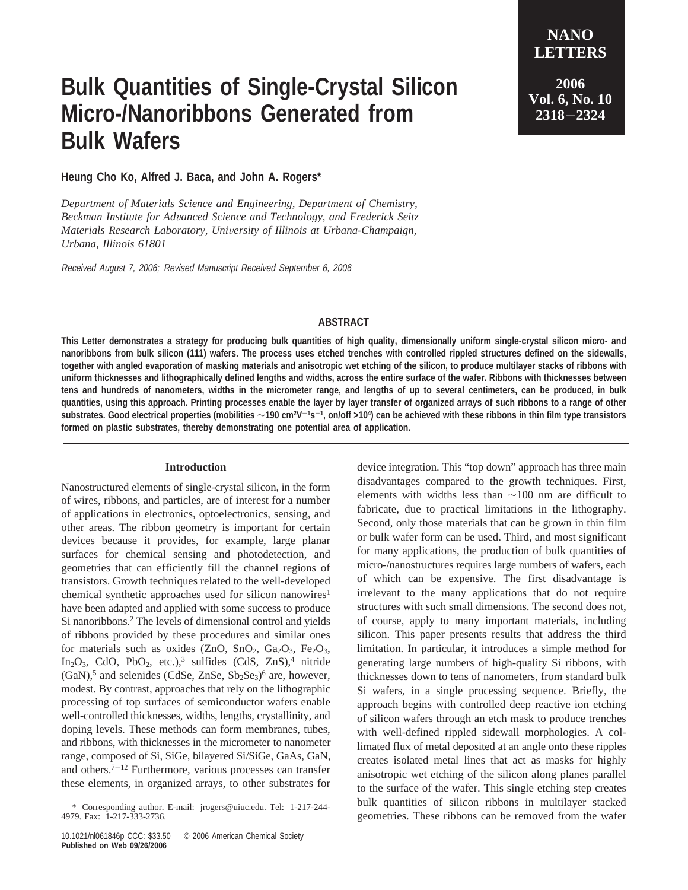# Bulk Quantities of Single-Crystal Silicon Micro-/Nanoribbons Generated from Bulk Wafers

**Heung Cho Ko, Alfred J. Baca, and John A. Rogers***

*Department of Materials Science and Engineering, Department of Chemistry, Beckman Institute for Advanced Science and Technology, and Frederick Seitz Materials Research Laboratory, University of Illinois at Urbana-Champaign, Urbana, Illinois 61801*

*Received August 7, 2006; Revised Manuscript Received September 6, 2006*

## ABSTRACT

**This Letter demonstrates a strategy for producing bulk quantities of high quality, dimensionally uniform single-crystal silicon micro- and nanoribbons from bulk silicon (111) wafers. The process uses etched trenches with controlled rippled structures defined on the sidewalls, together with angled evaporation of masking materials and anisotropic wet etching of the silicon, to produce multilayer stacks of ribbons with uniform thicknesses and lithographically defined lengths and widths, across the entire surface of the wafer. Ribbons with thicknesses between tens and hundreds of nanometers, widths in the micrometer range, and lengths of up to several centimeters, can be produced, in bulk quantities, using this approach. Printing processes enable the layer by layer transfer of organized arrays of such ribbons to a range of other substrates. Good electrical properties (mobilities ∼190 $cm^2V^{-1}s^{-1}$, on/off >$10^4$) can be achieved with these ribbons in thin film type transistors formed on plastic substrates, thereby demonstrating one potential area of application.**

## Introduction

Nanostructured elements of single-crystal silicon, in the form of wires, ribbons, and particles, are of interest for a number of applications in electronics, optoelectronics, sensing, and other areas. The ribbon geometry is important for certain devices because it provides, for example, large planar surfaces for chemical sensing and photodetection, and geometries that can efficiently fill the channel regions of transistors. Growth techniques related to the well-developed chemical synthetic approaches used for silicon nanowires[1] have been adapted and applied with some success to produce Si nanoribbons.[2] The levels of dimensional control and yields of ribbons provided by these procedures and similar ones for materials such as oxides (ZnO, $SnO_2$, $Ga_2O_3$, $Fe_2O_3$, $In_2O_3$, CdO, $PbO_2$, etc.),[3] sulfides (CdS, ZnS),[4] nitride (GaN),[5] and selenides (CdSe, ZnSe, $Sb_2Se_3$)[6] are, however, modest. By contrast, approaches that rely on the lithographic processing of top surfaces of semiconductor wafers enable well-controlled thicknesses, widths, lengths, crystallinity, and doping levels. These methods can form membranes, tubes, and ribbons, with thicknesses in the micrometer to nanometer range, composed of Si, SiGe, bilayered Si/SiGe, GaAs, GaN, and others.[7−12] Furthermore, various processes can transfer these elements, in organized arrays, to other substrates for device integration. This "top down" approach has three main disadvantages compared to the growth techniques. First, elements with widths less than ∼100 nm are difficult to fabricate, due to practical limitations in the lithography. Second, only those materials that can be grown in thin film or bulk wafer form can be used. Third, and most significant for many applications, the production of bulk quantities of micro-/nanostructures requires large numbers of wafers, each of which can be expensive. The first disadvantage is irrelevant to the many applications that do not require structures with such small dimensions. The second does not, of course, apply to many important materials, including silicon. This paper presents results that address the third limitation. In particular, it introduces a simple method for generating large numbers of high-quality Si ribbons, with thicknesses down to tens of nanometers, from standard bulk Si wafers, in a single processing sequence. Briefly, the approach begins with controlled deep reactive ion etching of silicon wafers through an etch mask to produce trenches with well-defined rippled sidewall morphologies. A collimated flux of metal deposited at an angle onto these ripples creates isolated metal lines that act as masks for highly anisotropic wet etching of the silicon along planes parallel to the surface of the wafer. This single etching step creates bulk quantities of silicon ribbons in multilayer stacked geometries. These ribbons can be removed from the wafer

\* Corresponding author. E-mail: jrogers@uiuc.edu. Tel: 1-217-244-4979. Fax: 1-217-333-2736.

10.1021/nl061846p CCC: \$33.50 © 2006 American Chemical Society
**Published on Web 09/26/2006**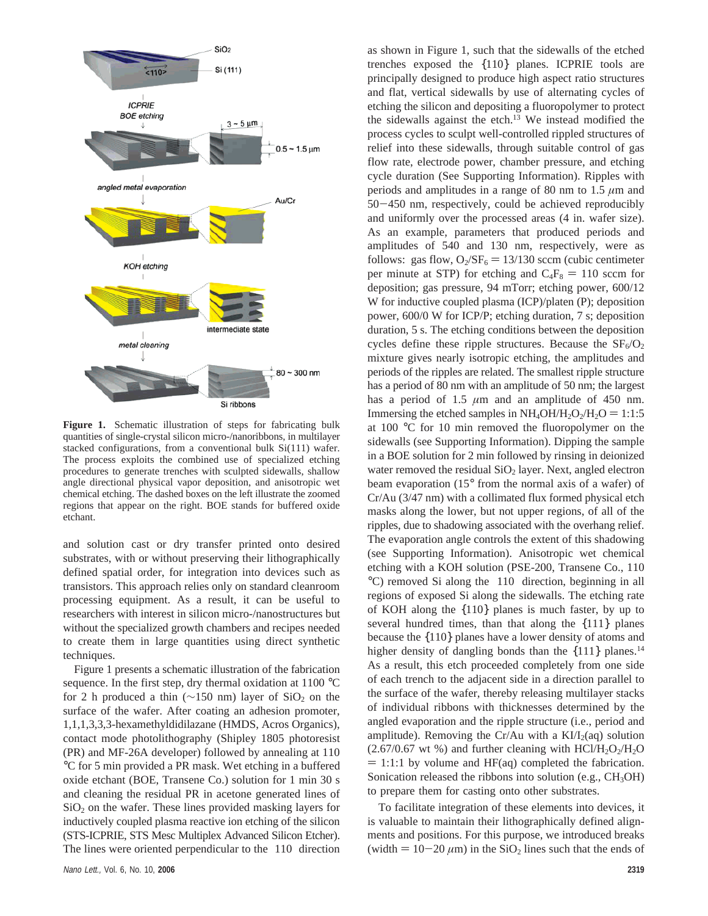**Figure 1.** Schematic illustration of steps for fabricating bulk quantities of single-crystal silicon micro-/nanoribbons, in multilayer stacked configurations, from a conventional bulk Si(111) wafer. The process exploits the combined use of specialized etching procedures to generate trenches with sculpted sidewalls, shallow angle directional physical vapor deposition, and anisotropic wet chemical etching. The dashed boxes on the left illustrate the zoomed regions that appear on the right. BOE stands for buffered oxide etchant.

and solution cast or dry transfer printed onto desired substrates, with or without preserving their lithographically defined spatial order, for integration into devices such as transistors. This approach relies only on standard cleanroom processing equipment. As a result, it can be useful to researchers with interest in silicon micro-/nanostructures but without the specialized growth chambers and recipes needed to create them in large quantities using direct synthetic techniques.

Figure 1 presents a schematic illustration of the fabrication sequence. In the first step, dry thermal oxidation at 1100 °C for 2 h produced a thin (~150 nm) layer of $SiO_2$ on the surface of the wafer. After coating an adhesion promoter, 1,1,1,3,3,3-hexamethyldidilazane (HMDS, Acros Organics), contact mode photolithography (Shipley 1805 photoresist (PR) and MF-26A developer) followed by annealing at 110 °C for 5 min provided a PR mask. Wet etching in a buffered oxide etchant (BOE, Transene Co.) solution for 1 min 30 s and cleaning the residual PR in acetone generated lines of $SiO_2$ on the wafer. These lines provided masking layers for inductively coupled plasma reactive ion etching of the silicon (STS-ICPRIE, STS Mesc Multiplex Advanced Silicon Etcher). The lines were oriented perpendicular to the ⟨110⟩ direction as shown in Figure 1, such that the sidewalls of the etched trenches exposed the {110} planes. ICPRIE tools are principally designed to produce high aspect ratio structures and flat, vertical sidewalls by use of alternating cycles of etching the silicon and depositing a fluoropolymer to protect the sidewalls against the etch.[13] We instead modified the process cycles to sculpt well-controlled rippled structures of relief into these sidewalls, through suitable control of gas flow rate, electrode power, chamber pressure, and etching cycle duration (See Supporting Information). Ripples with periods and amplitudes in a range of 80 nm to 1.5 $\mu$m and 50−450 nm, respectively, could be achieved reproducibly and uniformly over the processed areas (4 in. wafer size). As an example, parameters that produced periods and amplitudes of 540 and 130 nm, respectively, were as follows: gas flow, $O_2/SF_6$ = 13/130 sccm (cubic centimeter per minute at STP) for etching and $C_4F_8$ = 110 sccm for deposition; gas pressure, 94 mTorr; etching power, 600/12 W for inductive coupled plasma (ICP)/platen (P); deposition power, 600/0 W for ICP/P; etching duration, 7 s; deposition duration, 5 s. The etching conditions between the deposition cycles define these ripple structures. Because the $SF_6/O_2$ mixture gives nearly isotropic etching, the amplitudes and periods of the ripples are related. The smallest ripple structure has a period of 80 nm with an amplitude of 50 nm; the largest has a period of 1.5 $\mu$m and an amplitude of 450 nm. Immersing the etched samples in $NH_4OH/H_2O_2/H_2O$ = 1:1:5 at 100 °C for 10 min removed the fluoropolymer on the sidewalls (see Supporting Information). Dipping the sample in a BOE solution for 2 min followed by rinsing in deionized water removed the residual $SiO_2$ layer. Next, angled electron beam evaporation (15° from the normal axis of a wafer) of Cr/Au (3/47 nm) with a collimated flux formed physical etch masks along the lower, but not upper regions, of all of the ripples, due to shadowing associated with the overhang relief. The evaporation angle controls the extent of this shadowing (see Supporting Information). Anisotropic wet chemical etching with a KOH solution (PSE-200, Transene Co., 110 °C) removed Si along the ⟨110⟩ direction, beginning in all regions of exposed Si along the sidewalls. The etching rate of KOH along the {110} planes is much faster, by up to several hundred times, than that along the {111} planes because the {110} planes have a lower density of atoms and higher density of dangling bonds than the {111} planes.[14] As a result, this etch proceeded completely from one side of each trench to the adjacent side in a direction parallel to the surface of the wafer, thereby releasing multilayer stacks of individual ribbons with thicknesses determined by the angled evaporation and the ripple structure (i.e., period and amplitude). Removing the Cr/Au with a $KI/I_2$(aq) solution (2.67/0.67 wt %) and further cleaning with $HCl/H_2O_2/H_2O$ = 1:1:1 by volume and HF(aq) completed the fabrication. Sonication released the ribbons into solution (e.g., $CH_3OH$) to prepare them for casting onto other substrates.

To facilitate integration of these elements into devices, it is valuable to maintain their lithographically defined alignments and positions. For this purpose, we introduced breaks (width = 10−20 $\mu$m) in the $SiO_2$ lines such that the ends of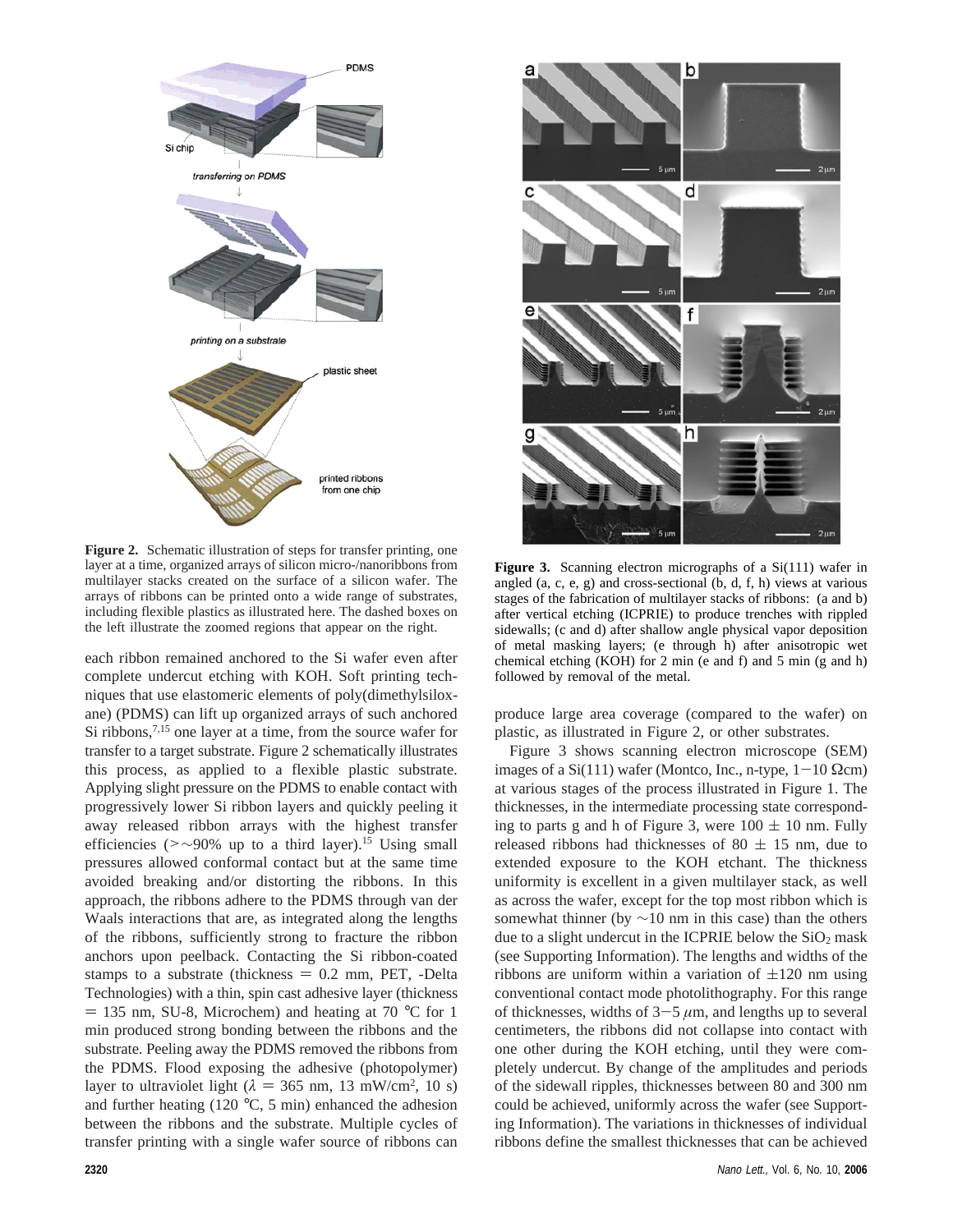**Figure 2.** Schematic illustration of steps for transfer printing, one layer at a time, organized arrays of silicon micro-/nanoribbons from multilayer stacks created on the surface of a silicon wafer. The arrays of ribbons can be printed onto a wide range of substrates, including flexible plastics as illustrated here. The dashed boxes on the left illustrate the zoomed regions that appear on the right.

**Figure 3.** Scanning electron micrographs of a Si(111) wafer in angled (a, c, e, g) and cross-sectional (b, d, f, h) views at various stages of the fabrication of multilayer stacks of ribbons: (a and b) after vertical etching (ICPRIE) to produce trenches with rippled sidewalls; (c and d) after shallow angle physical vapor deposition of metal masking layers; (e through h) after anisotropic wet chemical etching (KOH) for 2 min (e and f) and 5 min (g and h) followed by removal of the metal.

each ribbon remained anchored to the Si wafer even after complete undercut etching with KOH. Soft printing techniques that use elastomeric elements of poly(dimethylsiloxane) (PDMS) can lift up organized arrays of such anchored Si ribbons,[7,15] one layer at a time, from the source wafer for transfer to a target substrate. Figure 2 schematically illustrates this process, as applied to a flexible plastic substrate. Applying slight pressure on the PDMS to enable contact with progressively lower Si ribbon layers and quickly peeling it away released ribbon arrays with the highest transfer efficiencies (>~90% up to a third layer).[15] Using small pressures allowed conformal contact but at the same time avoided breaking and/or distorting the ribbons. In this approach, the ribbons adhere to the PDMS through van der Waals interactions that are, as integrated along the lengths of the ribbons, sufficiently strong to fracture the ribbon anchors upon peelback. Contacting the Si ribbon-coated stamps to a substrate (thickness = 0.2 mm, PET, -Delta Technologies) with a thin, spin cast adhesive layer (thickness = 135 nm, SU-8, Microchem) and heating at 70 °C for 1 min produced strong bonding between the ribbons and the substrate. Peeling away the PDMS removed the ribbons from the PDMS. Flood exposing the adhesive (photopolymer) layer to ultraviolet light ($\lambda$ = 365 nm, 13 mW/cm$^2$, 10 s) and further heating (120 °C, 5 min) enhanced the adhesion between the ribbons and the substrate. Multiple cycles of transfer printing with a single wafer source of ribbons can produce large area coverage (compared to the wafer) on plastic, as illustrated in Figure 2, or other substrates.

Figure 3 shows scanning electron microscope (SEM) images of a Si(111) wafer (Montco, Inc., n-type, 1−10 Ωcm) at various stages of the process illustrated in Figure 1. The thicknesses, in the intermediate processing state corresponding to parts g and h of Figure 3, were 100 ± 10 nm. Fully released ribbons had thicknesses of 80 ± 15 nm, due to extended exposure to the KOH etchant. The thickness uniformity is excellent in a given multilayer stack, as well as across the wafer, except for the top most ribbon which is somewhat thinner (by ~10 nm in this case) than the others due to a slight undercut in the ICPRIE below the $SiO_2$ mask (see Supporting Information). The lengths and widths of the ribbons are uniform within a variation of ±120 nm using conventional contact mode photolithography. For this range of thicknesses, widths of 3−5 $\mu$m, and lengths up to several centimeters, the ribbons did not collapse into contact with one other during the KOH etching, until they were completely undercut. By change of the amplitudes and periods of the sidewall ripples, thicknesses between 80 and 300 nm could be achieved, uniformly across the wafer (see Supporting Information). The variations in thicknesses of individual ribbons define the smallest thicknesses that can be achieved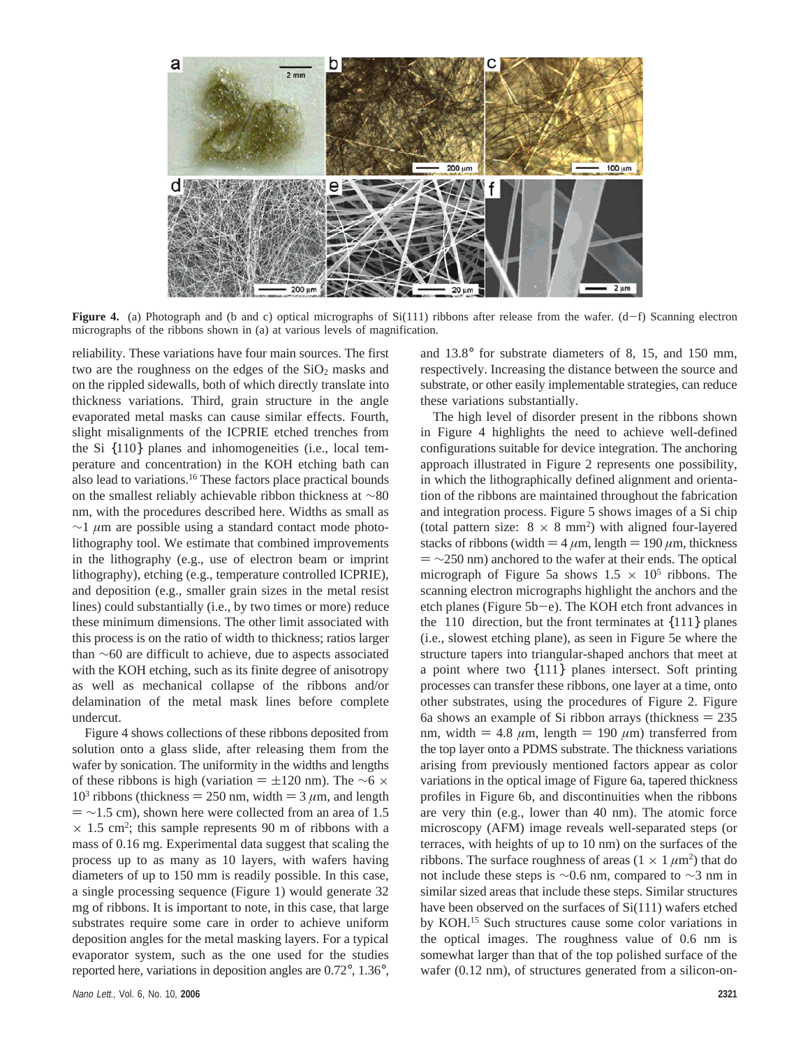**Figure 4.** (a) Photograph and (b and c) optical micrographs of Si(111) ribbons after release from the wafer. (d−f) Scanning electron micrographs of the ribbons shown in (a) at various levels of magnification.

reliability. These variations have four main sources. The first two are the roughness on the edges of the $SiO_2$ masks and on the rippled sidewalls, both of which directly translate into thickness variations. Third, grain structure in the angle evaporated metal masks can cause similar effects. Fourth, slight misalignments of the ICPRIE etched trenches from the Si {110} planes and inhomogeneities (i.e., local temperature and concentration) in the KOH etching bath can also lead to variations.[16] These factors place practical bounds on the smallest reliably achievable ribbon thickness at ~80 nm, with the procedures described here. Widths as small as ~1 $\mu$m are possible using a standard contact mode photolithography tool. We estimate that combined improvements in the lithography (e.g., use of electron beam or imprint lithography), etching (e.g., temperature controlled ICPRIE), and deposition (e.g., smaller grain sizes in the metal resist lines) could substantially (i.e., by two times or more) reduce these minimum dimensions. The other limit associated with this process is on the ratio of width to thickness; ratios larger than ~60 are difficult to achieve, due to aspects associated with the KOH etching, such as its finite degree of anisotropy as well as mechanical collapse of the ribbons and/or delamination of the metal mask lines before complete undercut.

Figure 4 shows collections of these ribbons deposited from solution onto a glass slide, after releasing them from the wafer by sonication. The uniformity in the widths and lengths of these ribbons is high (variation = ±120 nm). The ~6 × $10^3$ ribbons (thickness = 250 nm, width = 3 $\mu$m, and length = ~1.5 cm), shown here were collected from an area of 1.5 × 1.5 $cm^2$; this sample represents 90 m of ribbons with a mass of 0.16 mg. Experimental data suggest that scaling the process up to as many as 10 layers, with wafers having diameters of up to 150 mm is readily possible. In this case, a single processing sequence (Figure 1) would generate 32 mg of ribbons. It is important to note, in this case, that large substrates require some care in order to achieve uniform deposition angles for the metal masking layers. For a typical evaporator system, such as the one used for the studies reported here, variations in deposition angles are 0.72°, 1.36°, and 13.8° for substrate diameters of 8, 15, and 150 mm, respectively. Increasing the distance between the source and substrate, or other easily implementable strategies, can reduce these variations substantially.

The high level of disorder present in the ribbons shown in Figure 4 highlights the need to achieve well-defined configurations suitable for device integration. The anchoring approach illustrated in Figure 2 represents one possibility, in which the lithographically defined alignment and orientation of the ribbons are maintained throughout the fabrication and integration process. Figure 5 shows images of a Si chip (total pattern size: 8 × 8 $mm^2$) with aligned four-layered stacks of ribbons (width = 4 $\mu$m, length = 190 $\mu$m, thickness = ~250 nm) anchored to the wafer at their ends. The optical micrograph of Figure 5a shows 1.5 × $10^5$ ribbons. The scanning electron micrographs highlight the anchors and the etch planes (Figure 5b−e). The KOH etch front advances in the ⟨110⟩ direction, but the front terminates at {111} planes (i.e., slowest etching plane), as seen in Figure 5e where the structure tapers into triangular-shaped anchors that meet at a point where two {111} planes intersect. Soft printing processes can transfer these ribbons, one layer at a time, onto other substrates, using the procedures of Figure 2. Figure 6a shows an example of Si ribbon arrays (thickness = 235 nm, width = 4.8 $\mu$m, length = 190 $\mu$m) transferred from the top layer onto a PDMS substrate. The thickness variations arising from previously mentioned factors appear as color variations in the optical image of Figure 6a, tapered thickness profiles in Figure 6b, and discontinuities when the ribbons are very thin (e.g., lower than 40 nm). The atomic force microscopy (AFM) image reveals well-separated steps (or terraces, with heights of up to 10 nm) on the surfaces of the ribbons. The surface roughness of areas (1 × 1 $\mu m^2$) that do not include these steps is ~0.6 nm, compared to ~3 nm in similar sized areas that include these steps. Similar structures have been observed on the surfaces of Si(111) wafers etched by KOH.[15] Such structures cause some color variations in the optical images. The roughness value of 0.6 nm is somewhat larger than that of the top polished surface of the wafer (0.12 nm), of structures generated from a silicon-on-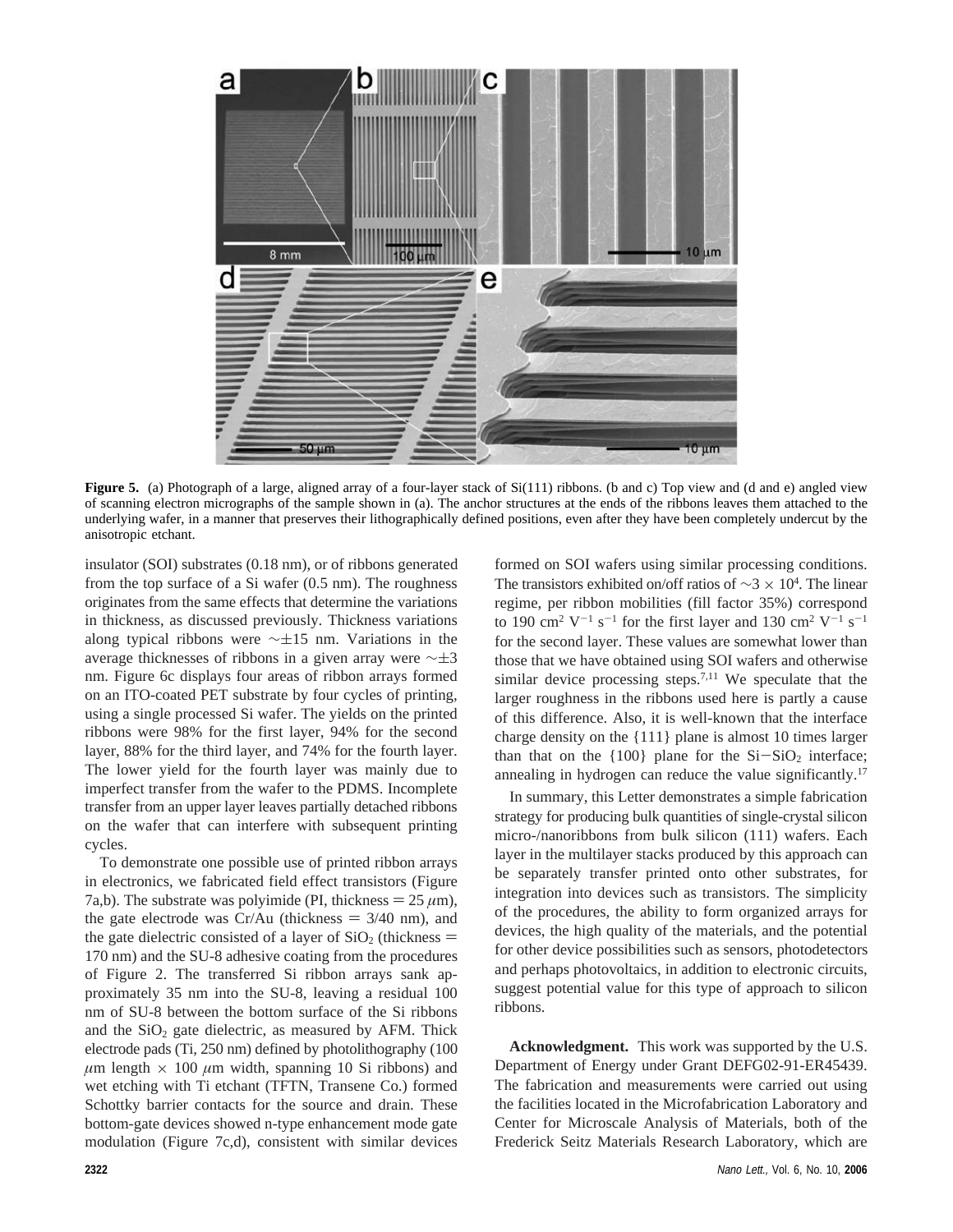**Figure 5.** (a) Photograph of a large, aligned array of a four-layer stack of Si(111) ribbons. (b and c) Top view and (d and e) angled view of scanning electron micrographs of the sample shown in (a). The anchor structures at the ends of the ribbons leaves them attached to the underlying wafer, in a manner that preserves their lithographically defined positions, even after they have been completely undercut by the anisotropic etchant.

insulator (SOI) substrates (0.18 nm), or of ribbons generated from the top surface of a Si wafer (0.5 nm). The roughness originates from the same effects that determine the variations in thickness, as discussed previously. Thickness variations along typical ribbons were ∼±15 nm. Variations in the average thicknesses of ribbons in a given array were ∼±3 nm. Figure 6c displays four areas of ribbon arrays formed on an ITO-coated PET substrate by four cycles of printing, using a single processed Si wafer. The yields on the printed ribbons were 98% for the first layer, 94% for the second layer, 88% for the third layer, and 74% for the fourth layer. The lower yield for the fourth layer was mainly due to imperfect transfer from the wafer to the PDMS. Incomplete transfer from an upper layer leaves partially detached ribbons on the wafer that can interfere with subsequent printing cycles.

To demonstrate one possible use of printed ribbon arrays in electronics, we fabricated field effect transistors (Figure 7a,b). The substrate was polyimide (PI, thickness = 25 μm), the gate electrode was Cr/Au (thickness = 3/40 nm), and the gate dielectric consisted of a layer of $SiO_2$ (thickness = 170 nm) and the SU-8 adhesive coating from the procedures of Figure 2. The transferred Si ribbon arrays sank approximately 35 nm into the SU-8, leaving a residual 100 nm of SU-8 between the bottom surface of the Si ribbons and the $SiO_2$ gate dielectric, as measured by AFM. Thick electrode pads (Ti, 250 nm) defined by photolithography (100 μm length × 100 μm width, spanning 10 Si ribbons) and wet etching with Ti etchant (TFTN, Transene Co.) formed Schottky barrier contacts for the source and drain. These bottom-gate devices showed n-type enhancement mode gate modulation (Figure 7c,d), consistent with similar devices formed on SOI wafers using similar processing conditions. The transistors exhibited on/off ratios of $\sim 3 \times 10^4$. The linear regime, per ribbon mobilities (fill factor 35%) correspond to 190 $cm^2\ V^{-1}\ s^{-1}$ for the first layer and 130 $cm^2\ V^{-1}\ s^{-1}$ for the second layer. These values are somewhat lower than those that we have obtained using SOI wafers and otherwise similar device processing steps.[7,11] We speculate that the larger roughness in the ribbons used here is partly a cause of this difference. Also, it is well-known that the interface charge density on the {111} plane is almost 10 times larger than that on the {100} plane for the $Si-SiO_2$ interface; annealing in hydrogen can reduce the value significantly.[17]

In summary, this Letter demonstrates a simple fabrication strategy for producing bulk quantities of single-crystal silicon micro-/nanoribbons from bulk silicon (111) wafers. Each layer in the multilayer stacks produced by this approach can be separately transfer printed onto other substrates, for integration into devices such as transistors. The simplicity of the procedures, the ability to form organized arrays for devices, the high quality of the materials, and the potential for other device possibilities such as sensors, photodetectors and perhaps photovoltaics, in addition to electronic circuits, suggest potential value for this type of approach to silicon ribbons.

**Acknowledgment.** This work was supported by the U.S. Department of Energy under Grant DEFG02-91-ER45439. The fabrication and measurements were carried out using the facilities located in the Microfabrication Laboratory and Center for Microscale Analysis of Materials, both of the Frederick Seitz Materials Research Laboratory, which are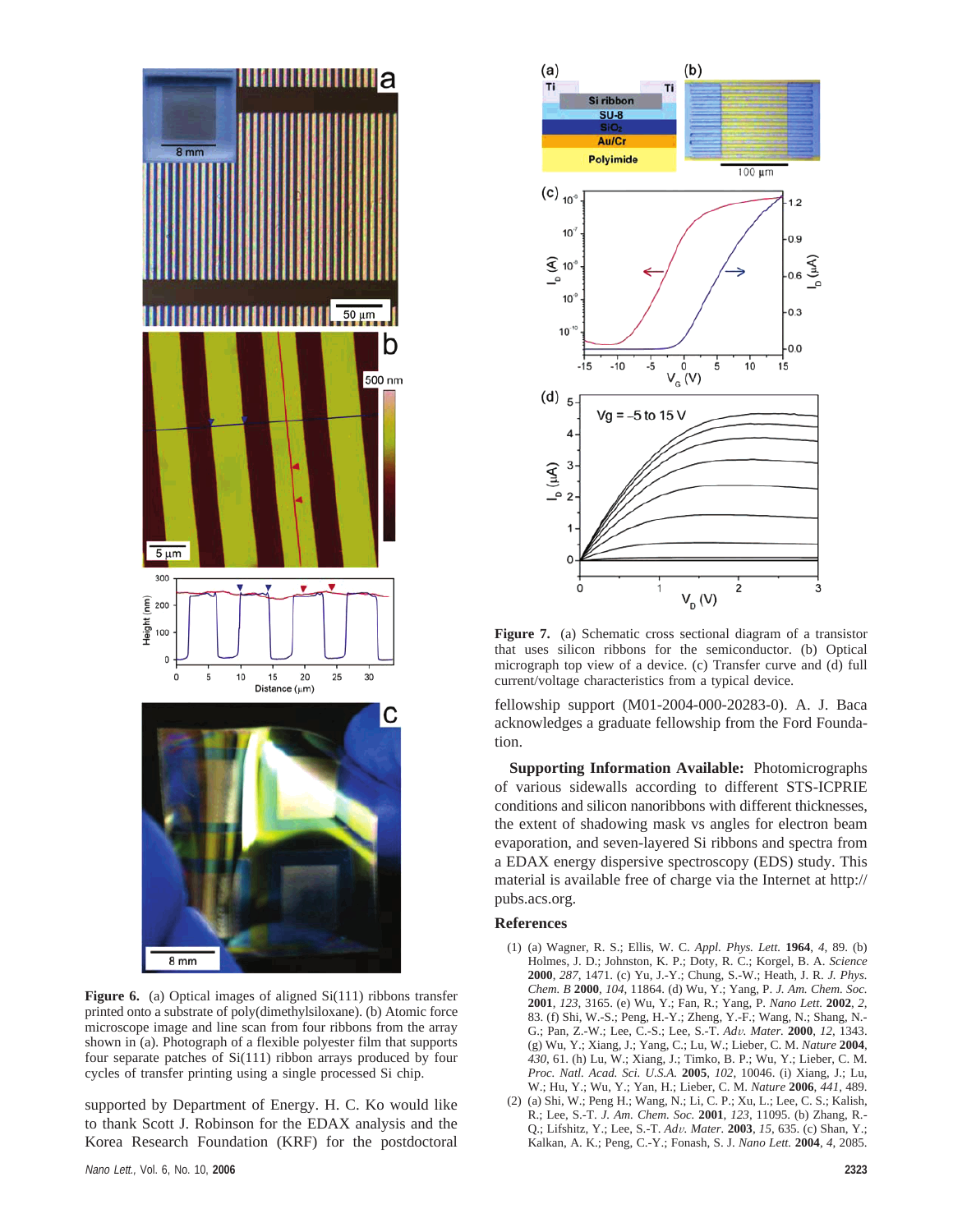Figure 6. (a) Optical images of aligned Si(111) ribbons transfer printed onto a substrate of poly(dimethylsiloxane). (b) Atomic force microscope image and line scan from four ribbons from the array shown in (a). (c) Photograph of a flexible polyester film that supports four separate patches of Si(111) ribbon arrays produced by four cycles of transfer printing using a single processed Si chip.

supported by Department of Energy. H. C. Ko would like to thank Scott J. Robinson for the EDAX analysis and the Korea Research Foundation (KRF) for the postdoctoral fellowship support (M01-2004-000-20283-0). A. J. Baca acknowledges a graduate fellowship from the Ford Foundation.

Figure 7. (a) Schematic cross sectional diagram of a transistor that uses silicon ribbons for the semiconductor. (b) Optical micrograph top view of a device. (c) Transfer curve and (d) full current/voltage characteristics from a typical device.

**Supporting Information Available:** Photomicrographs of various sidewalls according to different STS-ICPRIE conditions and silicon nanoribbons with different thicknesses, the extent of shadowing mask vs angles for electron beam evaporation, and seven-layered Si ribbons and spectra from a EDAX energy dispersive spectroscopy (EDS) study. This material is available free of charge via the Internet at http://pubs.acs.org.

## References

(1) (a) Wagner, R. S.; Ellis, W. C. *Appl. Phys. Lett.* **1964**, *4*, 89. (b) Holmes, J. D.; Johnston, K. P.; Doty, R. C.; Korgel, B. A. *Science* **2000**, *287*, 1471. (c) Yu, J.-Y.; Chung, S.-W.; Heath, J. R. *J. Phys. Chem. B* **2000**, *104*, 11864. (d) Wu, Y.; Yang, P. *J. Am. Chem. Soc.* **2001**, *123*, 3165. (e) Wu, Y.; Fan, R.; Yang, P. *Nano Lett.* **2002**, *2*, 83. (f) Shi, W.-S.; Peng, H.-Y.; Zheng, Y.-F.; Wang, N.; Shang, N.-G.; Pan, Z.-W.; Lee, C.-S.; Lee, S.-T. *Adv. Mater.* **2000**, *12*, 1343. (g) Wu, Y.; Xiang, J.; Yang, C.; Lu, W.; Lieber, C. M. *Nature* **2004**, *430*, 61. (h) Lu, W.; Xiang, J.; Timko, B. P.; Wu, Y.; Lieber, C. M. *Proc. Natl. Acad. Sci. U.S.A.* **2005**, *102*, 10046. (i) Xiang, J.; Lu, W.; Hu, Y.; Wu, Y.; Yan, H.; Lieber, C. M. *Nature* **2006**, *441*, 489.

(2) (a) Shi, W.; Peng H.; Wang, N.; Li, C. P.; Xu, L.; Lee, C. S.; Kalish, R.; Lee, S.-T. *J. Am. Chem. Soc.* **2001**, *123*, 11095. (b) Zhang, R.-Q.; Lifshitz, Y.; Lee, S.-T. *Adv. Mater.* **2003**, *15*, 635. (c) Shan, Y.; Kalkan, A. K.; Peng, C.-Y.; Fonash, S. J. *Nano Lett.* **2004**, *4*, 2085.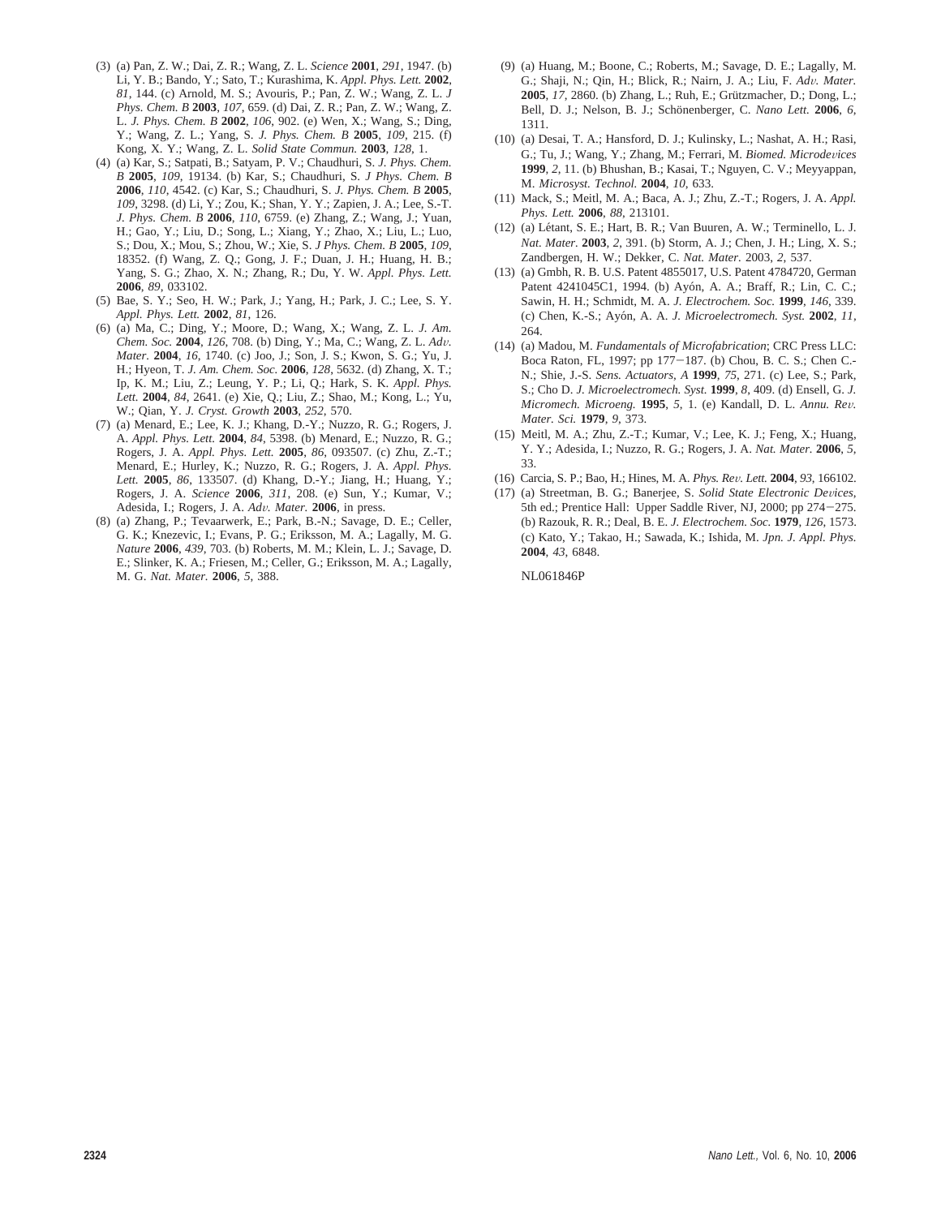(3) (a) Pan, Z. W.; Dai, Z. R.; Wang, Z. L. *Science* **2001**, *291*, 1947. (b) Li, Y. B.; Bando, Y.; Sato, T.; Kurashima, K. *Appl. Phys. Lett.* **2002**, *81*, 144. (c) Arnold, M. S.; Avouris, P.; Pan, Z. W.; Wang, Z. L. *J Phys. Chem. B* **2003**, *107*, 659. (d) Dai, Z. R.; Pan, Z. W.; Wang, Z. L. *J. Phys. Chem. B* **2002**, *106*, 902. (e) Wen, X.; Wang, S.; Ding, Y.; Wang, Z. L.; Yang, S. *J. Phys. Chem. B* **2005**, *109*, 215. (f) Kong, X. Y.; Wang, Z. L. *Solid State Commun.* **2003**, *128*, 1.

(4) (a) Kar, S.; Satpati, B.; Satyam, P. V.; Chaudhuri, S. *J. Phys. Chem. B* **2005**, *109*, 19134. (b) Kar, S.; Chaudhuri, S. *J Phys. Chem. B* **2006**, *110*, 4542. (c) Kar, S.; Chaudhuri, S. *J. Phys. Chem. B* **2005**, *109*, 3298. (d) Li, Y.; Zou, K.; Shan, Y. Y.; Zapien, J. A.; Lee, S.-T. *J. Phys. Chem. B* **2006**, *110*, 6759. (e) Zhang, Z.; Wang, J.; Yuan, H.; Gao, Y.; Liu, D.; Song, L.; Xiang, Y.; Zhao, X.; Liu, L.; Luo, S.; Dou, X.; Mou, S.; Zhou, W.; Xie, S. *J Phys. Chem. B* **2005**, *109*, 18352. (f) Wang, Z. Q.; Gong, J. F.; Duan, J. H.; Huang, H. B.; Yang, S. G.; Zhao, X. N.; Zhang, R.; Du, Y. W. *Appl. Phys. Lett.* **2006**, *89*, 033102.

(5) Bae, S. Y.; Seo, H. W.; Park, J.; Yang, H.; Park, J. C.; Lee, S. Y. *Appl. Phys. Lett.* **2002**, *81*, 126.

(6) (a) Ma, C.; Ding, Y.; Moore, D.; Wang, X.; Wang, Z. L. *J. Am. Chem. Soc.* **2004**, *126*, 708. (b) Ding, Y.; Ma, C.; Wang, Z. L. *Adv. Mater.* **2004**, *16*, 1740. (c) Joo, J.; Son, J. S.; Kwon, S. G.; Yu, J. H.; Hyeon, T. *J. Am. Chem. Soc.* **2006**, *128*, 5632. (d) Zhang, X. T.; Ip, K. M.; Liu, Z.; Leung, Y. P.; Li, Q.; Hark, S. K. *Appl. Phys. Lett.* **2004**, *84*, 2641. (e) Xie, Q.; Liu, Z.; Shao, M.; Kong, L.; Yu, W.; Qian, Y. *J. Cryst. Growth* **2003**, *252*, 570.

(7) (a) Menard, E.; Lee, K. J.; Khang, D.-Y.; Nuzzo, R. G.; Rogers, J. A. *Appl. Phys. Lett.* **2004**, *84*, 5398. (b) Menard, E.; Nuzzo, R. G.; Rogers, J. A. *Appl. Phys. Lett.* **2005**, *86*, 093507. (c) Zhu, Z.-T.; Menard, E.; Hurley, K.; Nuzzo, R. G.; Rogers, J. A. *Appl. Phys. Lett.* **2005**, *86*, 133507. (d) Khang, D.-Y.; Jiang, H.; Huang, Y.; Rogers, J. A. *Science* **2006**, *311*, 208. (e) Sun, Y.; Kumar, V.; Adesida, I.; Rogers, J. A. *Adv. Mater.* **2006**, in press.

(8) (a) Zhang, P.; Tevaarwerk, E.; Park, B.-N.; Savage, D. E.; Celler, G. K.; Knezevic, I.; Evans, P. G.; Eriksson, M. A.; Lagally, M. G. *Nature* **2006**, *439*, 703. (b) Roberts, M. M.; Klein, L. J.; Savage, D. E.; Slinker, K. A.; Friesen, M.; Celler, G.; Eriksson, M. A.; Lagally, M. G. *Nat. Mater.* **2006**, *5*, 388.

(9) (a) Huang, M.; Boone, C.; Roberts, M.; Savage, D. E.; Lagally, M. G.; Shaji, N.; Qin, H.; Blick, R.; Nairn, J. A.; Liu, F. *Adv. Mater.* **2005**, *17*, 2860. (b) Zhang, L.; Ruh, E.; Grützmacher, D.; Dong, L.; Bell, D. J.; Nelson, B. J.; Schönenberger, C. *Nano Lett.* **2006**, *6*, 1311.

(10) (a) Desai, T. A.; Hansford, D. J.; Kulinsky, L.; Nashat, A. H.; Rasi, G.; Tu, J.; Wang, Y.; Zhang, M.; Ferrari, M. *Biomed. Microdevices* **1999**, *2*, 11. (b) Bhushan, B.; Kasai, T.; Nguyen, C. V.; Meyyappan, M. *Microsyst. Technol.* **2004**, *10*, 633.

(11) Mack, S.; Meitl, M. A.; Baca, A. J.; Zhu, Z.-T.; Rogers, J. A. *Appl. Phys. Lett.* **2006**, *88*, 213101.

(12) (a) Létant, S. E.; Hart, B. R.; Van Buuren, A. W.; Terminello, L. J. *Nat. Mater.* **2003**, *2*, 391. (b) Storm, A. J.; Chen, J. H.; Ling, X. S.; Zandbergen, H. W.; Dekker, C. *Nat. Mater.* 2003, *2*, 537.

(13) (a) Gmbh, R. B. U.S. Patent 4855017, U.S. Patent 4784720, German Patent 4241045C1, 1994. (b) Ayón, A. A.; Braff, R.; Lin, C. C.; Sawin, H. H.; Schmidt, M. A. *J. Electrochem. Soc.* **1999**, *146*, 339. (c) Chen, K.-S.; Ayón, A. A. *J. Microelectromech. Syst.* **2002**, *11*, 264.

(14) (a) Madou, M. *Fundamentals of Microfabrication*; CRC Press LLC: Boca Raton, FL, 1997; pp 177−187. (b) Chou, B. C. S.; Chen C.-N.; Shie, J.-S. *Sens. Actuators, A* **1999**, *75*, 271. (c) Lee, S.; Park, S.; Cho D. *J. Microelectromech. Syst.* **1999**, *8*, 409. (d) Ensell, G. *J. Micromech. Microeng.* **1995**, *5*, 1. (e) Kandall, D. L. *Annu. Rev. Mater. Sci.* **1979**, *9*, 373.

(15) Meitl, M. A.; Zhu, Z.-T.; Kumar, V.; Lee, K. J.; Feng, X.; Huang, Y. Y.; Adesida, I.; Nuzzo, R. G.; Rogers, J. A. *Nat. Mater.* **2006**, *5*, 33.

(16) Carcia, S. P.; Bao, H.; Hines, M. A. *Phys. Rev. Lett.* **2004**, *93*, 166102.

(17) (a) Streetman, B. G.; Banerjee, S. *Solid State Electronic Devices*, 5th ed.; Prentice Hall: Upper Saddle River, NJ, 2000; pp 274−275. (b) Razouk, R. R.; Deal, B. E. *J. Electrochem. Soc.* **1979**, *126*, 1573. (c) Kato, Y.; Takao, H.; Sawada, K.; Ishida, M. *Jpn. J. Appl. Phys.* **2004**, *43*, 6848.

NL061846P